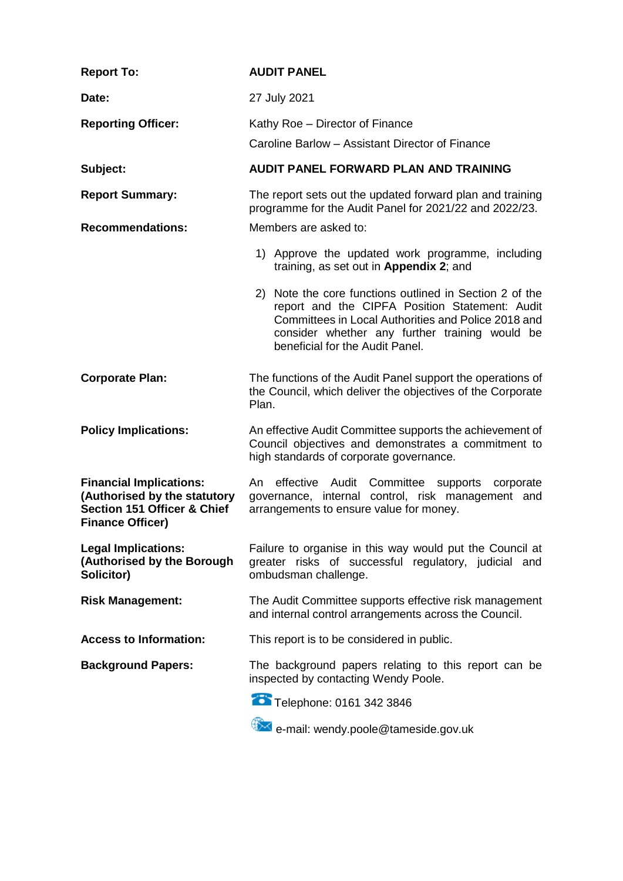| | |
|---|---|
| **Report To:** | **AUDIT PANEL** |
| **Date:** | 27 July 2021 |
| **Reporting Officer:** | Kathy Roe – Director of Finance<br>Caroline Barlow – Assistant Director of Finance |
| **Subject:** | **AUDIT PANEL FORWARD PLAN AND TRAINING** |
| **Report Summary:** | The report sets out the updated forward plan and training programme for the Audit Panel for 2021/22 and 2022/23. |
| **Recommendations:** | Members are asked to:<br>1) Approve the updated work programme, including training, as set out in **Appendix 2**; and<br>2) Note the core functions outlined in Section 2 of the report and the CIPFA Position Statement: Audit Committees in Local Authorities and Police 2018 and consider whether any further training would be beneficial for the Audit Panel. |
| **Corporate Plan:** | The functions of the Audit Panel support the operations of the Council, which deliver the objectives of the Corporate Plan. |
| **Policy Implications:** | An effective Audit Committee supports the achievement of Council objectives and demonstrates a commitment to high standards of corporate governance. |
| **Financial Implications: (Authorised by the statutory Section 151 Officer & Chief Finance Officer)** | An effective Audit Committee supports corporate governance, internal control, risk management and arrangements to ensure value for money. |
| **Legal Implications: (Authorised by the Borough Solicitor)** | Failure to organise in this way would put the Council at greater risks of successful regulatory, judicial and ombudsman challenge. |
| **Risk Management:** | The Audit Committee supports effective risk management and internal control arrangements across the Council. |
| **Access to Information:** | This report is to be considered in public. |
| **Background Papers:** | The background papers relating to this report can be inspected by contacting Wendy Poole.<br>Telephone: 0161 342 3846<br>e-mail: wendy.poole@tameside.gov.uk |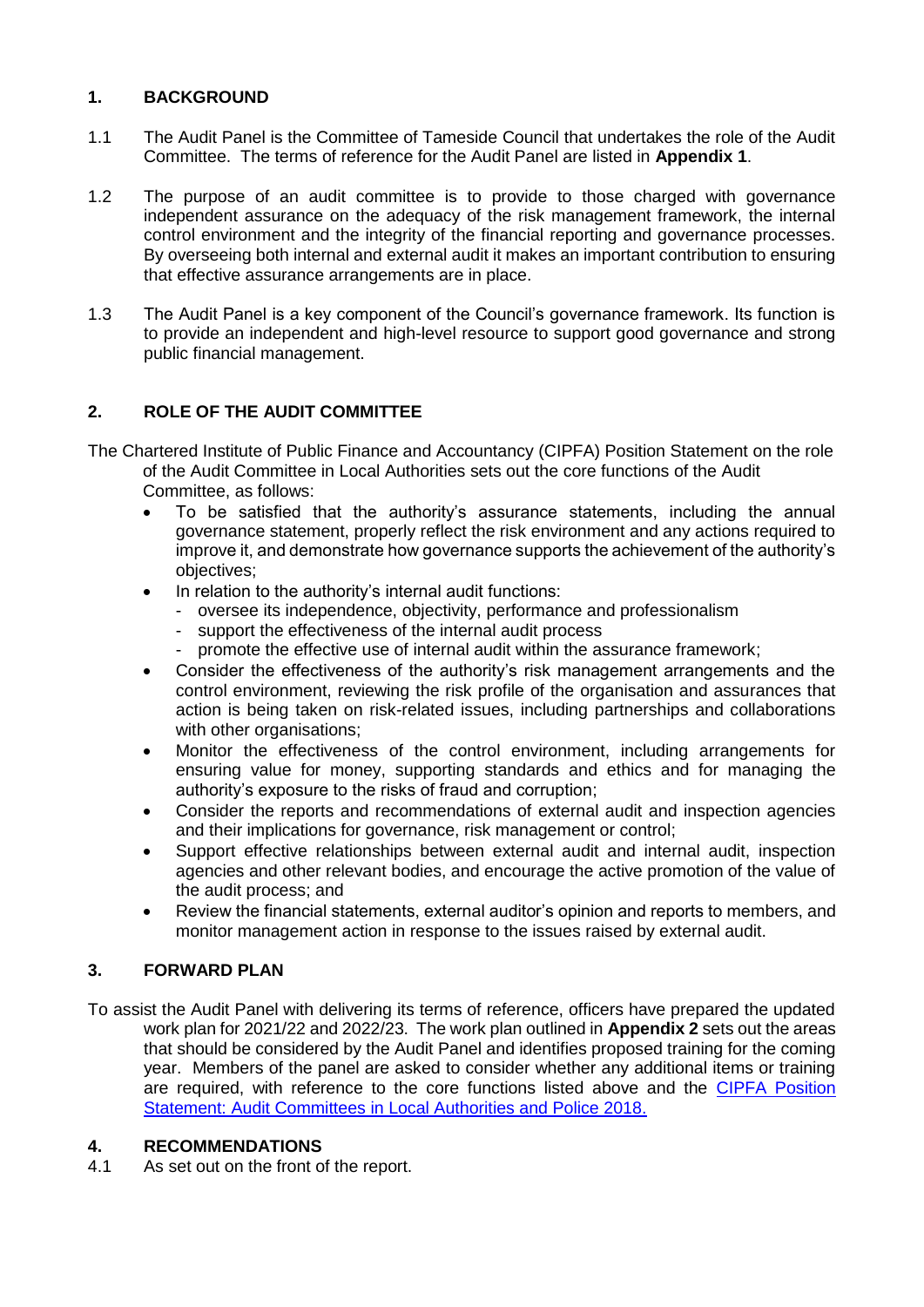## 1. BACKGROUND

1.1 The Audit Panel is the Committee of Tameside Council that undertakes the role of the Audit Committee. The terms of reference for the Audit Panel are listed in **Appendix 1**.

1.2 The purpose of an audit committee is to provide to those charged with governance independent assurance on the adequacy of the risk management framework, the internal control environment and the integrity of the financial reporting and governance processes. By overseeing both internal and external audit it makes an important contribution to ensuring that effective assurance arrangements are in place.

1.3 The Audit Panel is a key component of the Council's governance framework. Its function is to provide an independent and high-level resource to support good governance and strong public financial management.

## 2. ROLE OF THE AUDIT COMMITTEE

The Chartered Institute of Public Finance and Accountancy (CIPFA) Position Statement on the role of the Audit Committee in Local Authorities sets out the core functions of the Audit Committee, as follows:

- To be satisfied that the authority's assurance statements, including the annual governance statement, properly reflect the risk environment and any actions required to improve it, and demonstrate how governance supports the achievement of the authority's objectives;
- In relation to the authority's internal audit functions:
  - oversee its independence, objectivity, performance and professionalism
  - support the effectiveness of the internal audit process
  - promote the effective use of internal audit within the assurance framework;
- Consider the effectiveness of the authority's risk management arrangements and the control environment, reviewing the risk profile of the organisation and assurances that action is being taken on risk-related issues, including partnerships and collaborations with other organisations;
- Monitor the effectiveness of the control environment, including arrangements for ensuring value for money, supporting standards and ethics and for managing the authority's exposure to the risks of fraud and corruption;
- Consider the reports and recommendations of external audit and inspection agencies and their implications for governance, risk management or control;
- Support effective relationships between external audit and internal audit, inspection agencies and other relevant bodies, and encourage the active promotion of the value of the audit process; and
- Review the financial statements, external auditor's opinion and reports to members, and monitor management action in response to the issues raised by external audit.

## 3. FORWARD PLAN

To assist the Audit Panel with delivering its terms of reference, officers have prepared the updated work plan for 2021/22 and 2022/23. The work plan outlined in **Appendix 2** sets out the areas that should be considered by the Audit Panel and identifies proposed training for the coming year. Members of the panel are asked to consider whether any additional items or training are required, with reference to the core functions listed above and the CIPFA Position Statement: Audit Committees in Local Authorities and Police 2018.

## 4. RECOMMENDATIONS

4.1 As set out on the front of the report.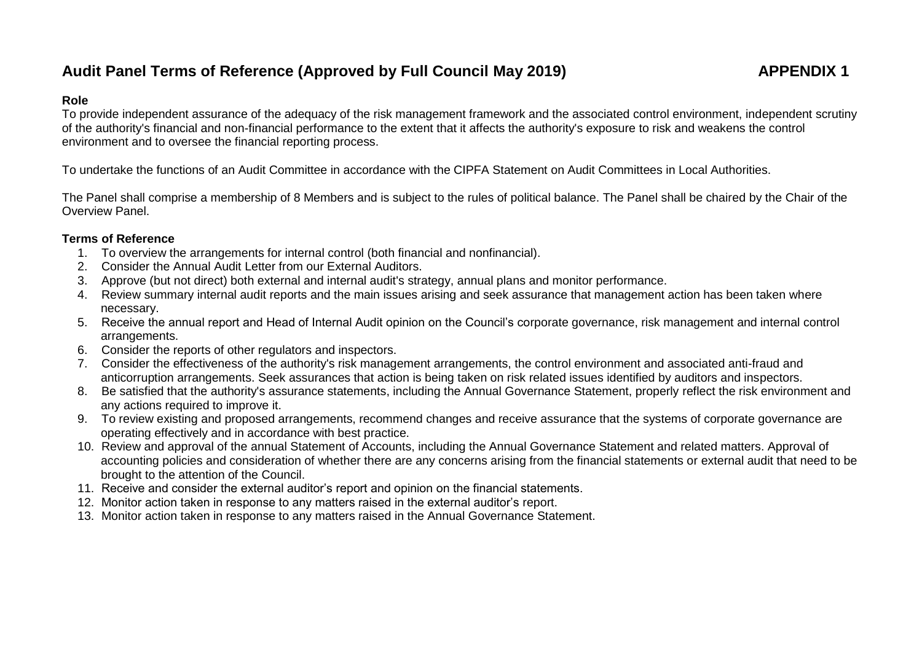# Audit Panel Terms of Reference (Approved by Full Council May 2019) APPENDIX 1

**Role**

To provide independent assurance of the adequacy of the risk management framework and the associated control environment, independent scrutiny of the authority's financial and non-financial performance to the extent that it affects the authority's exposure to risk and weakens the control environment and to oversee the financial reporting process.

To undertake the functions of an Audit Committee in accordance with the CIPFA Statement on Audit Committees in Local Authorities.

The Panel shall comprise a membership of 8 Members and is subject to the rules of political balance. The Panel shall be chaired by the Chair of the Overview Panel.

**Terms of Reference**

1. To overview the arrangements for internal control (both financial and nonfinancial).
2. Consider the Annual Audit Letter from our External Auditors.
3. Approve (but not direct) both external and internal audit's strategy, annual plans and monitor performance.
4. Review summary internal audit reports and the main issues arising and seek assurance that management action has been taken where necessary.
5. Receive the annual report and Head of Internal Audit opinion on the Council's corporate governance, risk management and internal control arrangements.
6. Consider the reports of other regulators and inspectors.
7. Consider the effectiveness of the authority's risk management arrangements, the control environment and associated anti-fraud and anticorruption arrangements. Seek assurances that action is being taken on risk related issues identified by auditors and inspectors.
8. Be satisfied that the authority's assurance statements, including the Annual Governance Statement, properly reflect the risk environment and any actions required to improve it.
9. To review existing and proposed arrangements, recommend changes and receive assurance that the systems of corporate governance are operating effectively and in accordance with best practice.
10. Review and approval of the annual Statement of Accounts, including the Annual Governance Statement and related matters. Approval of accounting policies and consideration of whether there are any concerns arising from the financial statements or external audit that need to be brought to the attention of the Council.
11. Receive and consider the external auditor's report and opinion on the financial statements.
12. Monitor action taken in response to any matters raised in the external auditor's report.
13. Monitor action taken in response to any matters raised in the Annual Governance Statement.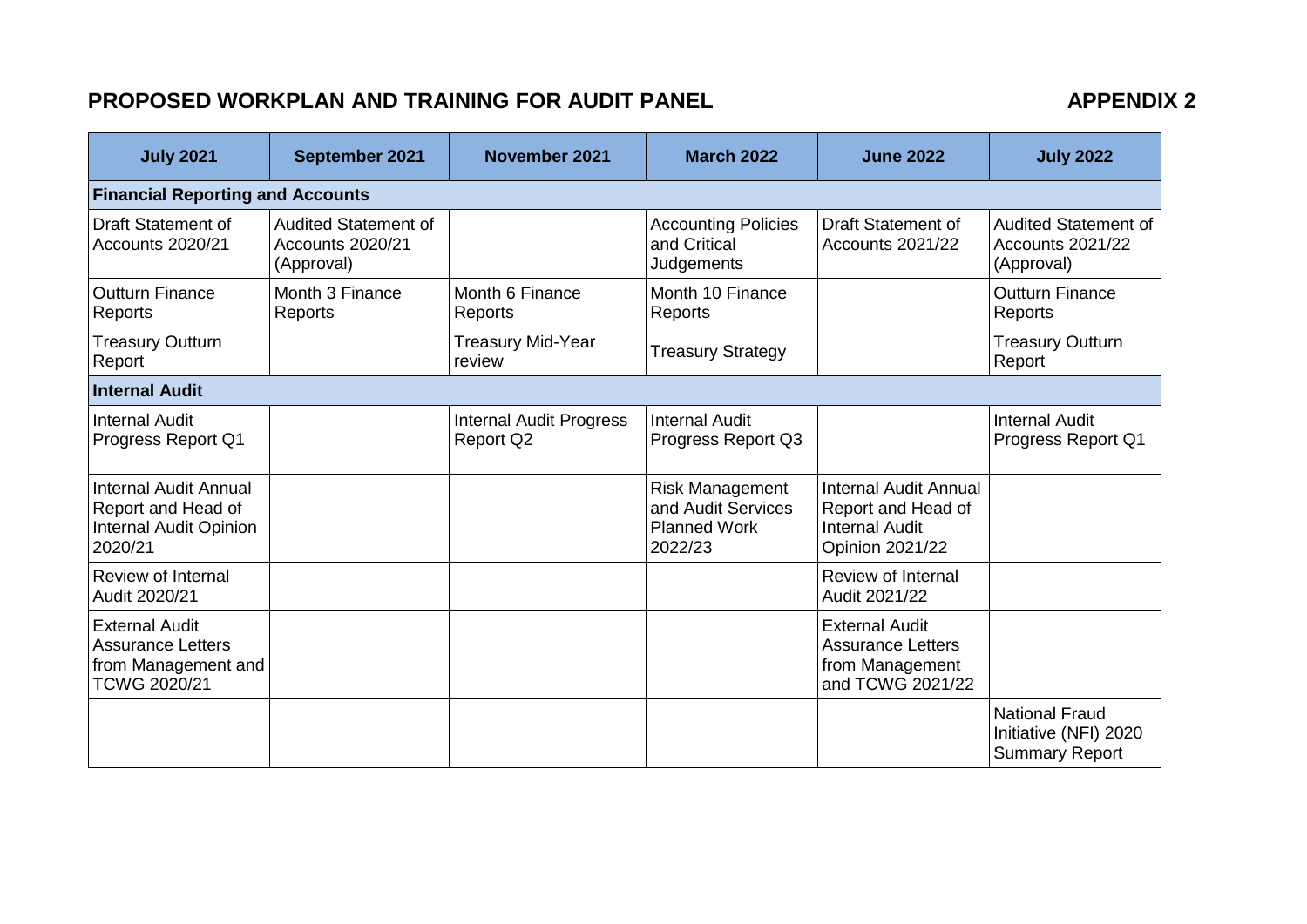## PROPOSED WORKPLAN AND TRAINING FOR AUDIT PANEL

**APPENDIX 2**

| July 2021 | September 2021 | November 2021 | March 2022 | June 2022 | July 2022 |
|---|---|---|---|---|---|
| **Financial Reporting and Accounts** | | | | | |
| Draft Statement of Accounts 2020/21 | Audited Statement of Accounts 2020/21 (Approval) | | Accounting Policies and Critical Judgements | Draft Statement of Accounts 2021/22 | Audited Statement of Accounts 2021/22 (Approval) |
| Outturn Finance Reports | Month 3 Finance Reports | Month 6 Finance Reports | Month 10 Finance Reports | | Outturn Finance Reports |
| Treasury Outturn Report | | Treasury Mid-Year review | Treasury Strategy | | Treasury Outturn Report |
| **Internal Audit** | | | | | |
| Internal Audit Progress Report Q1 | | Internal Audit Progress Report Q2 | Internal Audit Progress Report Q3 | | Internal Audit Progress Report Q1 |
| Internal Audit Annual Report and Head of Internal Audit Opinion 2020/21 | | | Risk Management and Audit Services Planned Work 2022/23 | Internal Audit Annual Report and Head of Internal Audit Opinion 2021/22 | |
| Review of Internal Audit 2020/21 | | | | Review of Internal Audit 2021/22 | |
| External Audit Assurance Letters from Management and TCWG 2020/21 | | | | External Audit Assurance Letters from Management and TCWG 2021/22 | |
| | | | | | National Fraud Initiative (NFI) 2020 Summary Report |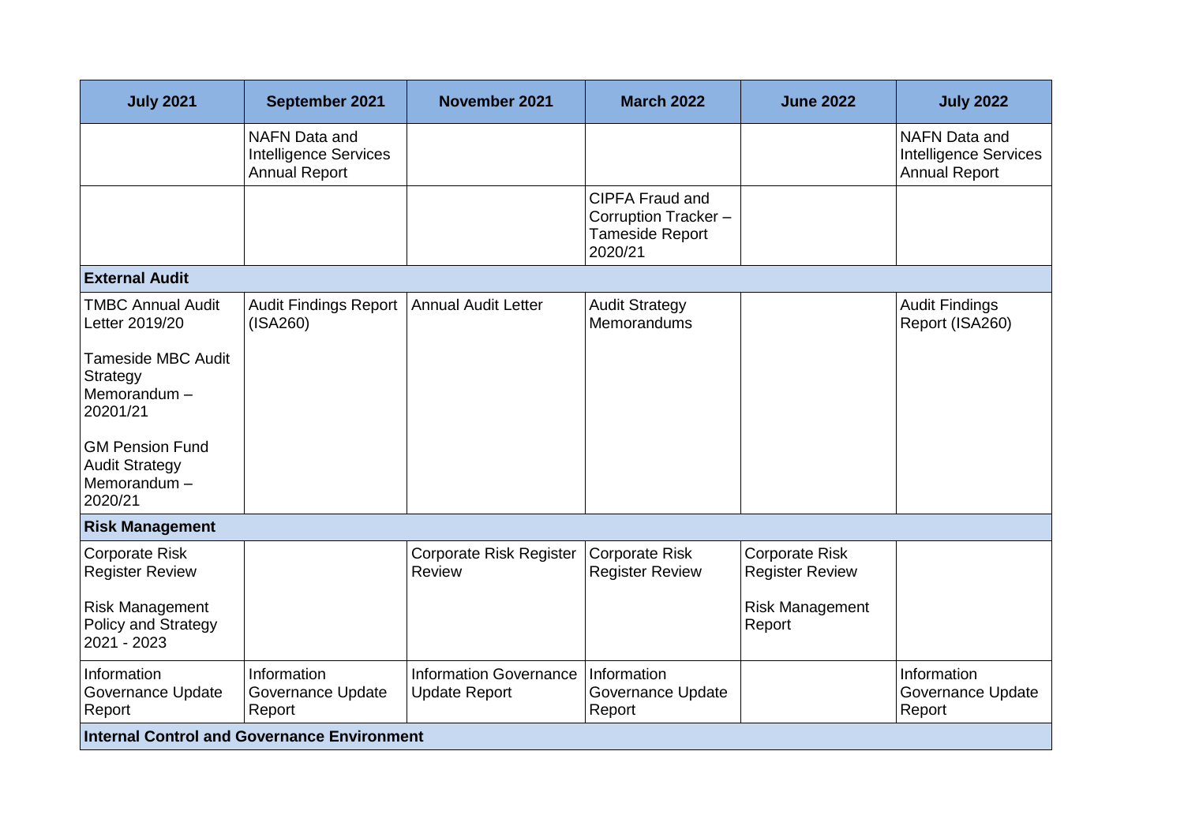| July 2021 | September 2021 | November 2021 | March 2022 | June 2022 | July 2022 |
|---|---|---|---|---|---|
| | NAFN Data and Intelligence Services Annual Report | | | | NAFN Data and Intelligence Services Annual Report |
| | | | CIPFA Fraud and Corruption Tracker – Tameside Report 2020/21 | | |
| **External Audit** | | | | | |
| TMBC Annual Audit Letter 2019/20<br><br>Tameside MBC Audit Strategy Memorandum – 20201/21<br><br>GM Pension Fund Audit Strategy Memorandum – 2020/21 | Audit Findings Report (ISA260) | Annual Audit Letter | Audit Strategy Memorandums | | Audit Findings Report (ISA260) |
| **Risk Management** | | | | | |
| Corporate Risk Register Review<br><br>Risk Management Policy and Strategy 2021 - 2023 | | Corporate Risk Register Review | Corporate Risk Register Review | Corporate Risk Register Review<br><br>Risk Management Report | |
| Information Governance Update Report | Information Governance Update Report | Information Governance Update Report | Information Governance Update Report | | Information Governance Update Report |
| **Internal Control and Governance Environment** | | | | | |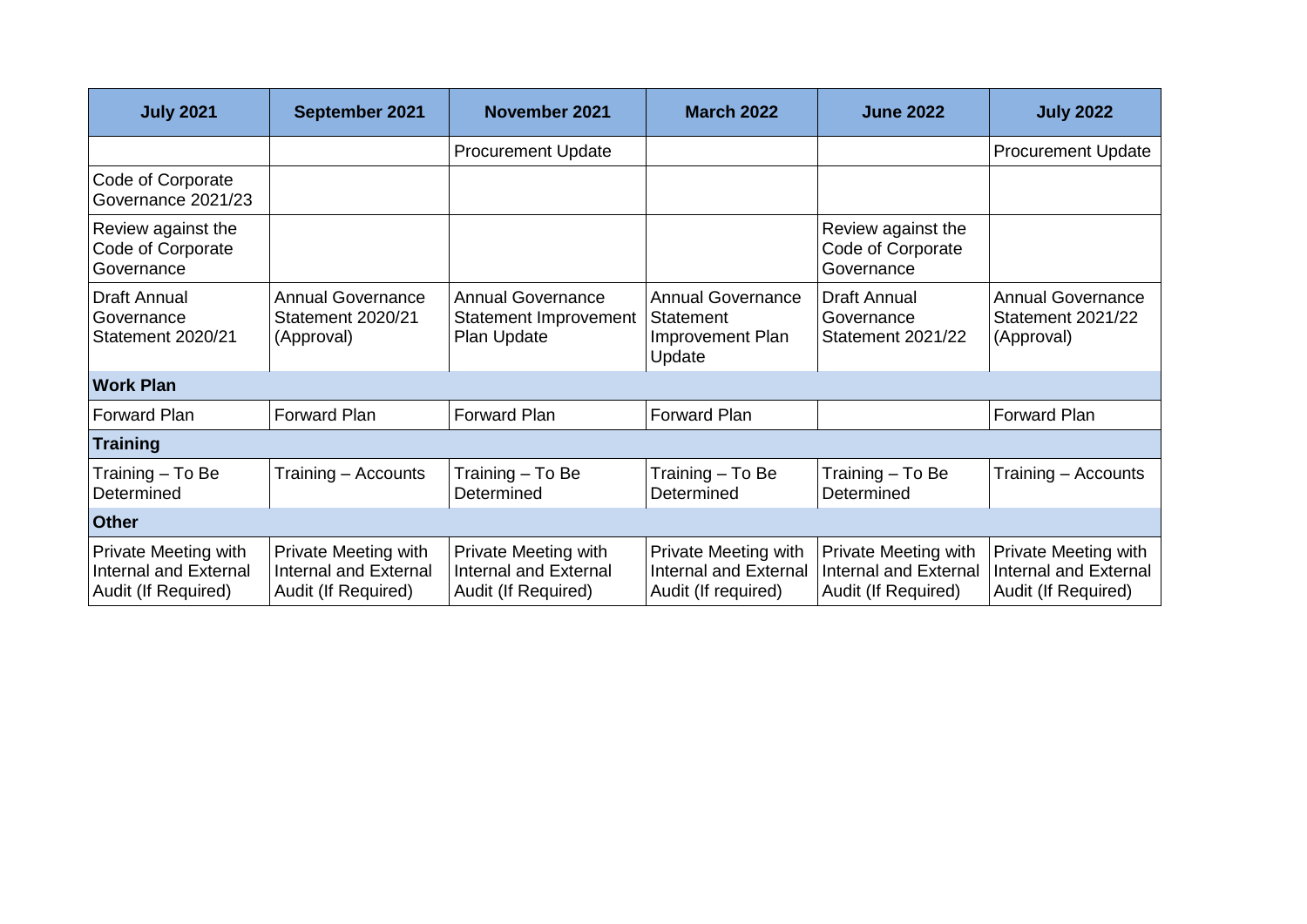| July 2021 | September 2021 | November 2021 | March 2022 | June 2022 | July 2022 |
|---|---|---|---|---|---|
| | | Procurement Update | | | Procurement Update |
| Code of Corporate Governance 2021/23 | | | | | |
| Review against the Code of Corporate Governance | | | | Review against the Code of Corporate Governance | |
| Draft Annual Governance Statement 2020/21 | Annual Governance Statement 2020/21 (Approval) | Annual Governance Statement Improvement Plan Update | Annual Governance Statement Improvement Plan Update | Draft Annual Governance Statement 2021/22 | Annual Governance Statement 2021/22 (Approval) |
| **Work Plan** | | | | | |
| Forward Plan | Forward Plan | Forward Plan | Forward Plan | | Forward Plan |
| **Training** | | | | | |
| Training – To Be Determined | Training – Accounts | Training – To Be Determined | Training – To Be Determined | Training – To Be Determined | Training – Accounts |
| **Other** | | | | | |
| Private Meeting with Internal and External Audit (If Required) | Private Meeting with Internal and External Audit (If Required) | Private Meeting with Internal and External Audit (If Required) | Private Meeting with Internal and External Audit (If required) | Private Meeting with Internal and External Audit (If Required) | Private Meeting with Internal and External Audit (If Required) |